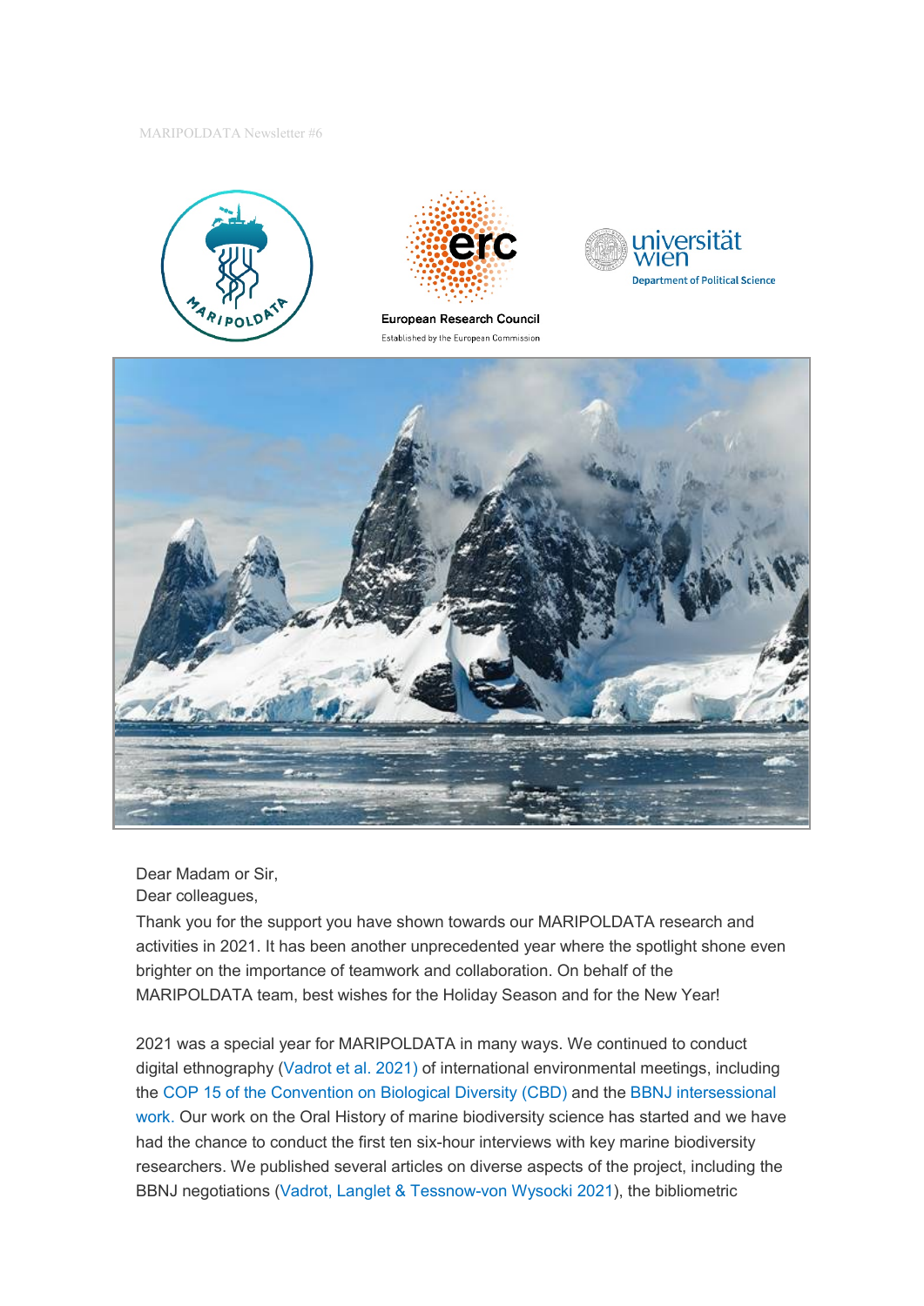MARIPOLDATA Newsletter #6

Dear Madam or Sir,
Dear colleagues,

Thank you for the support you have shown towards our MARIPOLDATA research and activities in 2021. It has been another unprecedented year where the spotlight shone even brighter on the importance of teamwork and collaboration. On behalf of the MARIPOLDATA team, best wishes for the Holiday Season and for the New Year!

2021 was a special year for MARIPOLDATA in many ways. We continued to conduct digital ethnography (Vadrot et al. 2021) of international environmental meetings, including the COP 15 of the Convention on Biological Diversity (CBD) and the BBNJ intersessional work. Our work on the Oral History of marine biodiversity science has started and we have had the chance to conduct the first ten six-hour interviews with key marine biodiversity researchers. We published several articles on diverse aspects of the project, including the BBNJ negotiations (Vadrot, Langlet & Tessnow-von Wysocki 2021), the bibliometric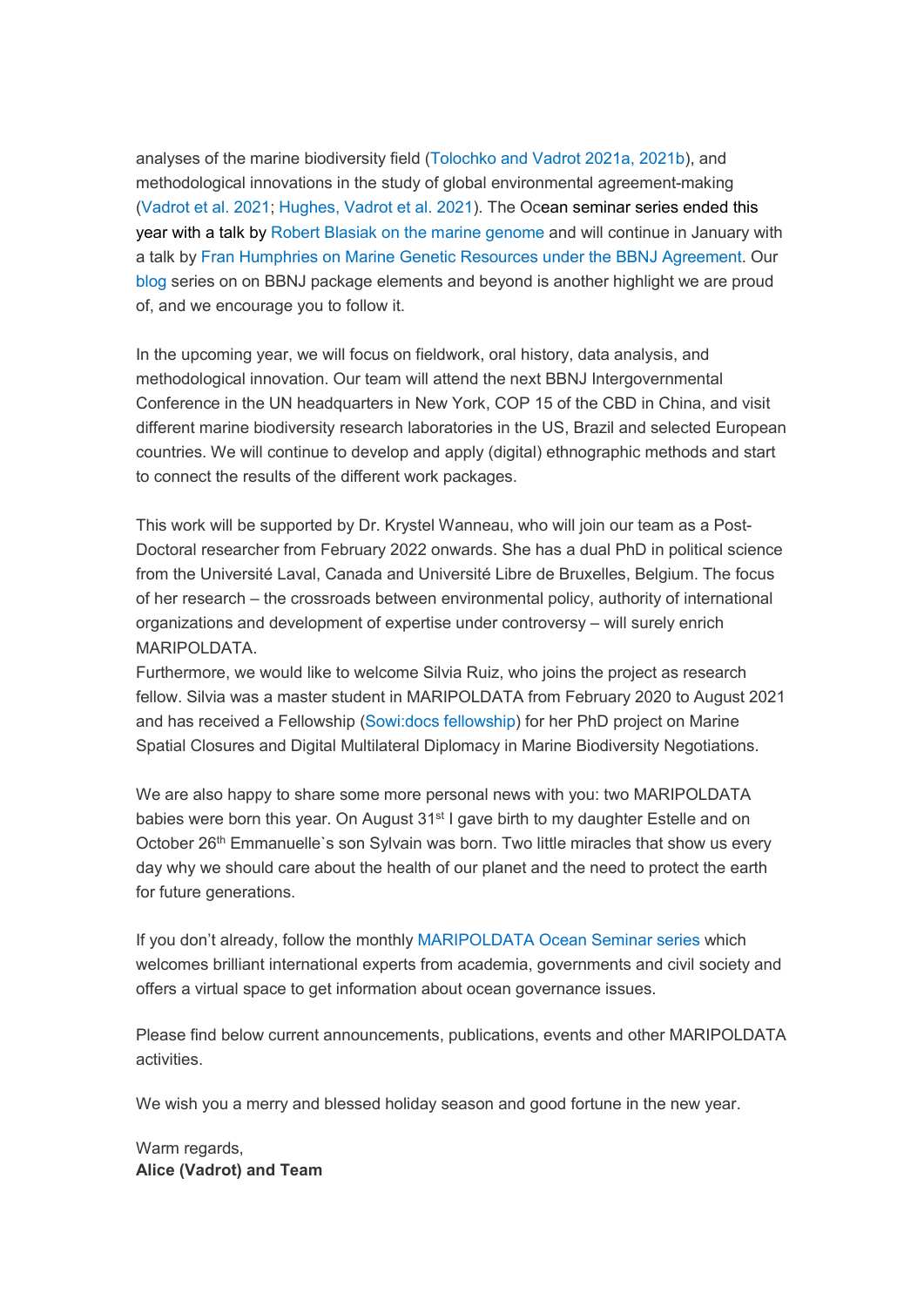analyses of the marine biodiversity field (Tolochko and Vadrot 2021a, 2021b), and methodological innovations in the study of global environmental agreement-making (Vadrot et al. 2021; Hughes, Vadrot et al. 2021). The Ocean seminar series ended this year with a talk by Robert Blasiak on the marine genome and will continue in January with a talk by Fran Humphries on Marine Genetic Resources under the BBNJ Agreement. Our blog series on on BBNJ package elements and beyond is another highlight we are proud of, and we encourage you to follow it.

In the upcoming year, we will focus on fieldwork, oral history, data analysis, and methodological innovation. Our team will attend the next BBNJ Intergovernmental Conference in the UN headquarters in New York, COP 15 of the CBD in China, and visit different marine biodiversity research laboratories in the US, Brazil and selected European countries. We will continue to develop and apply (digital) ethnographic methods and start to connect the results of the different work packages.

This work will be supported by Dr. Krystel Wanneau, who will join our team as a Post-Doctoral researcher from February 2022 onwards. She has a dual PhD in political science from the Université Laval, Canada and Université Libre de Bruxelles, Belgium. The focus of her research – the crossroads between environmental policy, authority of international organizations and development of expertise under controversy – will surely enrich MARIPOLDATA.
Furthermore, we would like to welcome Silvia Ruiz, who joins the project as research fellow. Silvia was a master student in MARIPOLDATA from February 2020 to August 2021 and has received a Fellowship (Sowi:docs fellowship) for her PhD project on Marine Spatial Closures and Digital Multilateral Diplomacy in Marine Biodiversity Negotiations.

We are also happy to share some more personal news with you: two MARIPOLDATA babies were born this year. On August 31st I gave birth to my daughter Estelle and on October 26th Emmanuelle`s son Sylvain was born. Two little miracles that show us every day why we should care about the health of our planet and the need to protect the earth for future generations.

If you don't already, follow the monthly MARIPOLDATA Ocean Seminar series which welcomes brilliant international experts from academia, governments and civil society and offers a virtual space to get information about ocean governance issues.

Please find below current announcements, publications, events and other MARIPOLDATA activities.

We wish you a merry and blessed holiday season and good fortune in the new year.

Warm regards,
**Alice (Vadrot) and Team**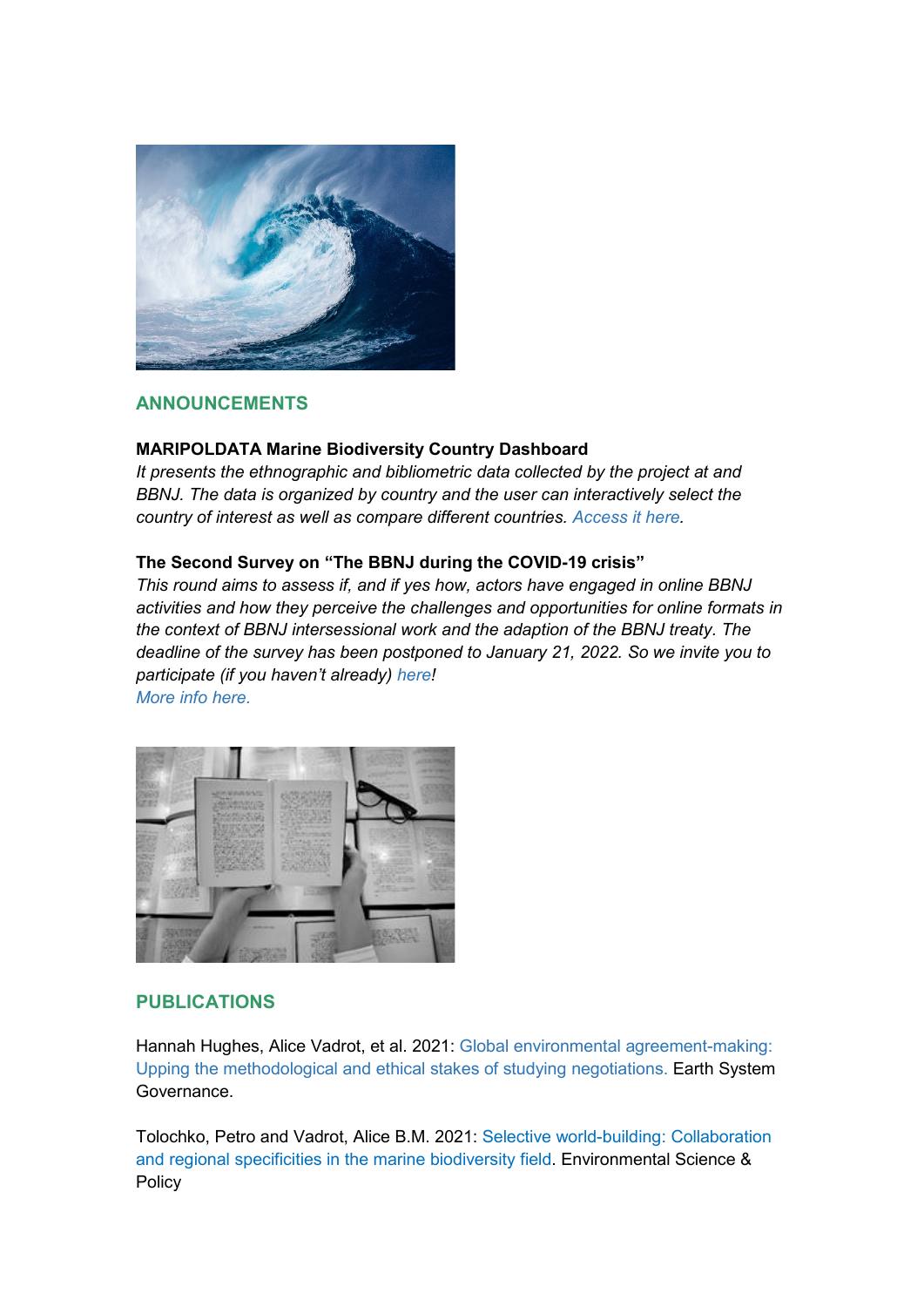## ANNOUNCEMENTS

**MARIPOLDATA Marine Biodiversity Country Dashboard**

*It presents the ethnographic and bibliometric data collected by the project at and BBNJ. The data is organized by country and the user can interactively select the country of interest as well as compare different countries. Access it here.*

**The Second Survey on "The BBNJ during the COVID-19 crisis"**

*This round aims to assess if, and if yes how, actors have engaged in online BBNJ activities and how they perceive the challenges and opportunities for online formats in the context of BBNJ intersessional work and the adaption of the BBNJ treaty. The deadline of the survey has been postponed to January 21, 2022. So we invite you to participate (if you haven't already) here!*

*More info here.*

## PUBLICATIONS

Hannah Hughes, Alice Vadrot, et al. 2021: Global environmental agreement-making: Upping the methodological and ethical stakes of studying negotiations. Earth System Governance.

Tolochko, Petro and Vadrot, Alice B.M. 2021: Selective world-building: Collaboration and regional specificities in the marine biodiversity field. Environmental Science & Policy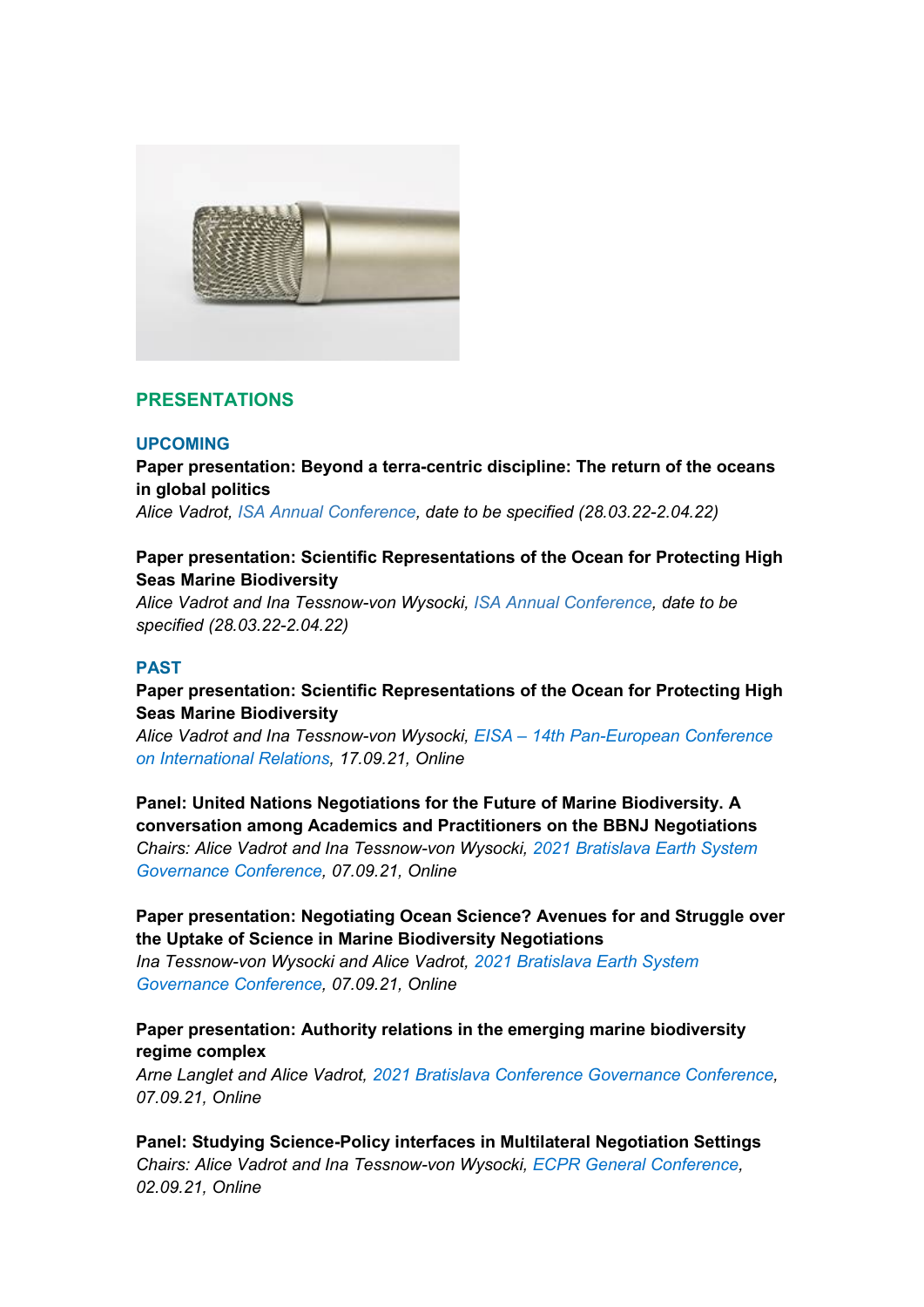## PRESENTATIONS

### UPCOMING

**Paper presentation: Beyond a terra-centric discipline: The return of the oceans in global politics**
*Alice Vadrot, ISA Annual Conference, date to be specified (28.03.22-2.04.22)*

**Paper presentation: Scientific Representations of the Ocean for Protecting High Seas Marine Biodiversity**
*Alice Vadrot and Ina Tessnow-von Wysocki, ISA Annual Conference, date to be specified (28.03.22-2.04.22)*

### PAST

**Paper presentation: Scientific Representations of the Ocean for Protecting High Seas Marine Biodiversity**
*Alice Vadrot and Ina Tessnow-von Wysocki, EISA – 14th Pan-European Conference on International Relations, 17.09.21, Online*

**Panel: United Nations Negotiations for the Future of Marine Biodiversity. A conversation among Academics and Practitioners on the BBNJ Negotiations**
*Chairs: Alice Vadrot and Ina Tessnow-von Wysocki, 2021 Bratislava Earth System Governance Conference, 07.09.21, Online*

**Paper presentation: Negotiating Ocean Science? Avenues for and Struggle over the Uptake of Science in Marine Biodiversity Negotiations**
*Ina Tessnow-von Wysocki and Alice Vadrot, 2021 Bratislava Earth System Governance Conference, 07.09.21, Online*

**Paper presentation: Authority relations in the emerging marine biodiversity regime complex**
*Arne Langlet and Alice Vadrot, 2021 Bratislava Conference Governance Conference, 07.09.21, Online*

**Panel: Studying Science-Policy interfaces in Multilateral Negotiation Settings**
*Chairs: Alice Vadrot and Ina Tessnow-von Wysocki, ECPR General Conference, 02.09.21, Online*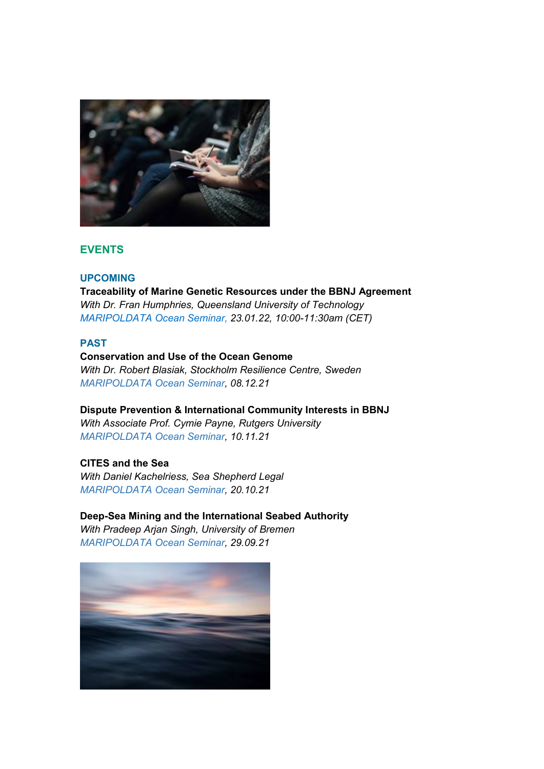## EVENTS

### UPCOMING

**Traceability of Marine Genetic Resources under the BBNJ Agreement**
*With Dr. Fran Humphries, Queensland University of Technology*
*MARIPOLDATA Ocean Seminar, 23.01.22, 10:00-11:30am (CET)*

### PAST

**Conservation and Use of the Ocean Genome**
*With Dr. Robert Blasiak, Stockholm Resilience Centre, Sweden*
*MARIPOLDATA Ocean Seminar, 08.12.21*

**Dispute Prevention & International Community Interests in BBNJ**
*With Associate Prof. Cymie Payne, Rutgers University*
*MARIPOLDATA Ocean Seminar, 10.11.21*

**CITES and the Sea**
*With Daniel Kachelriess, Sea Shepherd Legal*
*MARIPOLDATA Ocean Seminar, 20.10.21*

**Deep-Sea Mining and the International Seabed Authority**
*With Pradeep Arjan Singh, University of Bremen*
*MARIPOLDATA Ocean Seminar, 29.09.21*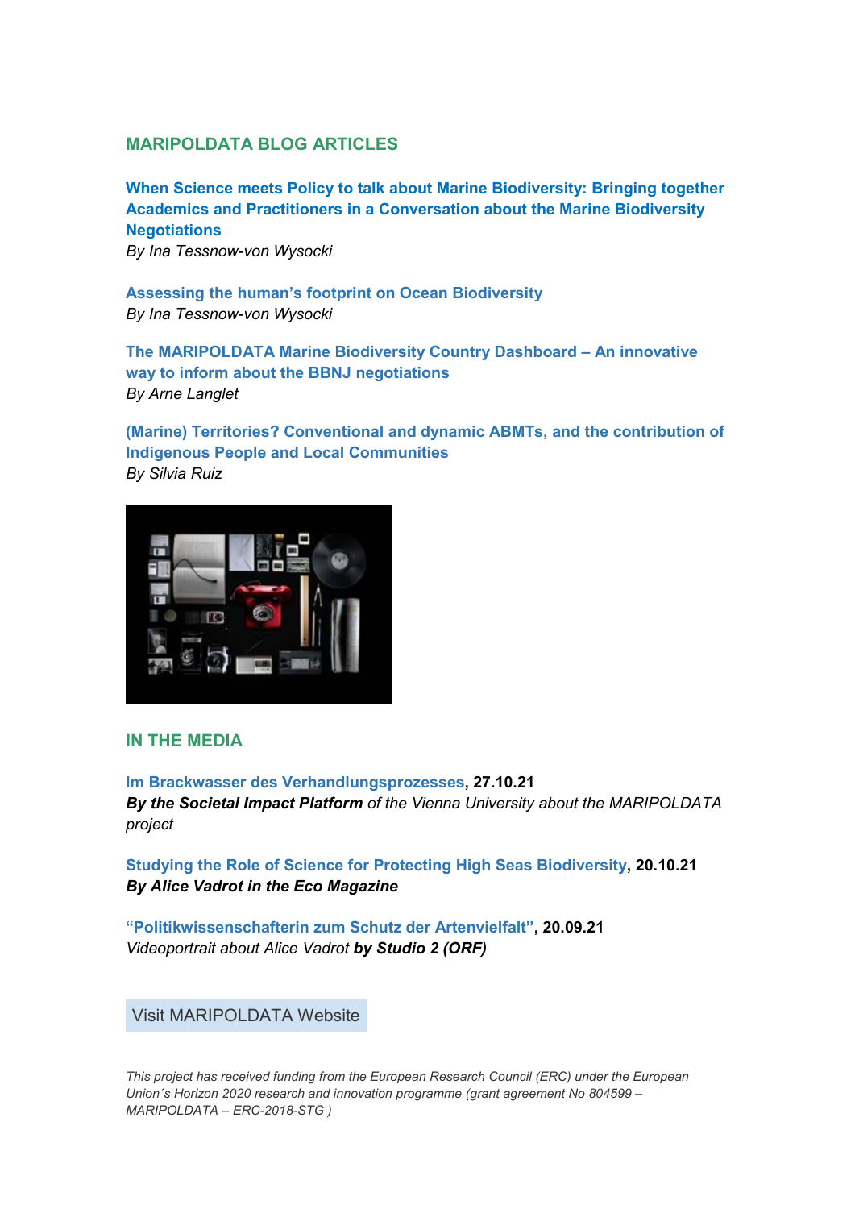## MARIPOLDATA BLOG ARTICLES

**When Science meets Policy to talk about Marine Biodiversity: Bringing together Academics and Practitioners in a Conversation about the Marine Biodiversity Negotiations**
*By Ina Tessnow-von Wysocki*

**Assessing the human's footprint on Ocean Biodiversity**
*By Ina Tessnow-von Wysocki*

**The MARIPOLDATA Marine Biodiversity Country Dashboard – An innovative way to inform about the BBNJ negotiations**
*By Arne Langlet*

**(Marine) Territories? Conventional and dynamic ABMTs, and the contribution of Indigenous People and Local Communities**
*By Silvia Ruiz*

## IN THE MEDIA

**Im Brackwasser des Verhandlungsprozesses**, **27.10.21**
***By the Societal Impact Platform*** *of the Vienna University about the MARIPOLDATA project*

**Studying the Role of Science for Protecting High Seas Biodiversity**, **20.10.21**
***By Alice Vadrot in the Eco Magazine***

**"Politikwissenschafterin zum Schutz der Artenvielfalt"**, **20.09.21**
*Videoportrait about Alice Vadrot* ***by Studio 2 (ORF)***

Visit MARIPOLDATA Website

*This project has received funding from the European Research Council (ERC) under the European Union´s Horizon 2020 research and innovation programme (grant agreement No 804599 – MARIPOLDATA – ERC-2018-STG )*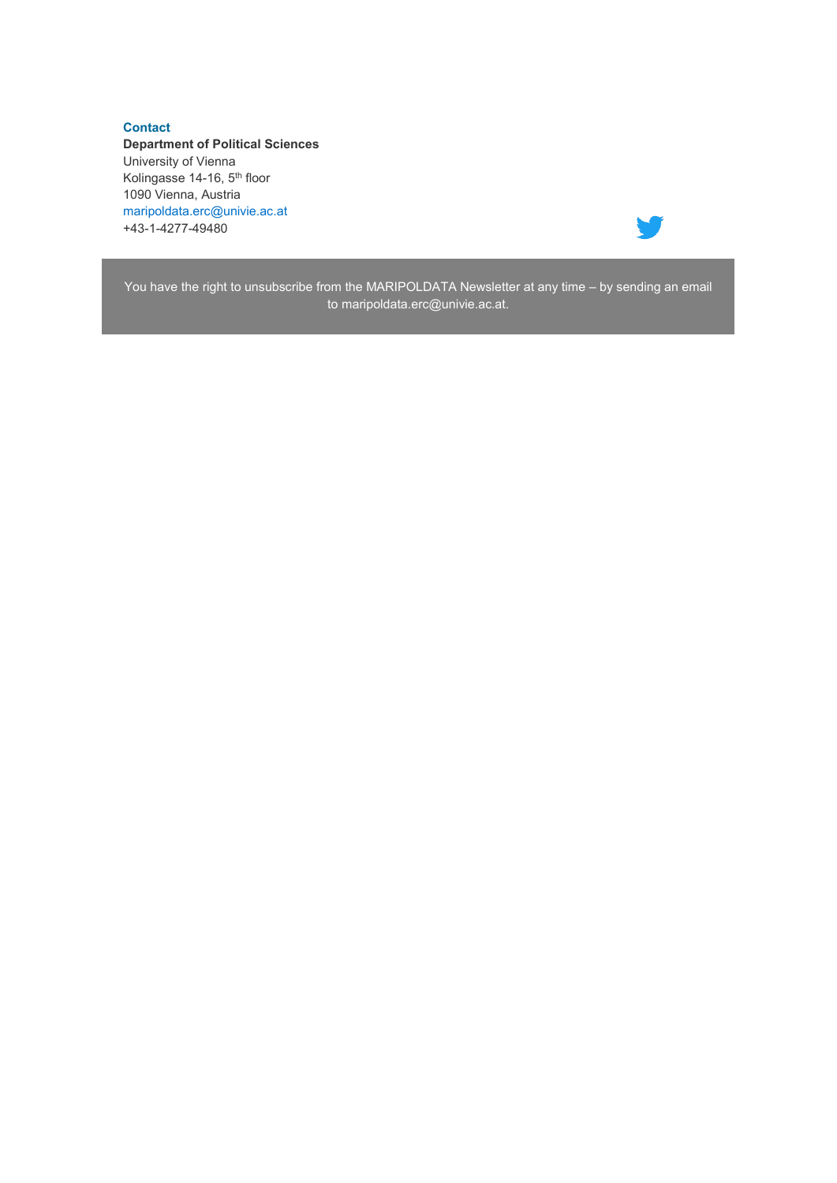**Contact**

**Department of Political Sciences**
University of Vienna
Kolingasse 14-16, 5th floor
1090 Vienna, Austria
maripoldata.erc@univie.ac.at
+43-1-4277-49480

You have the right to unsubscribe from the MARIPOLDATA Newsletter at any time – by sending an email to maripoldata.erc@univie.ac.at.